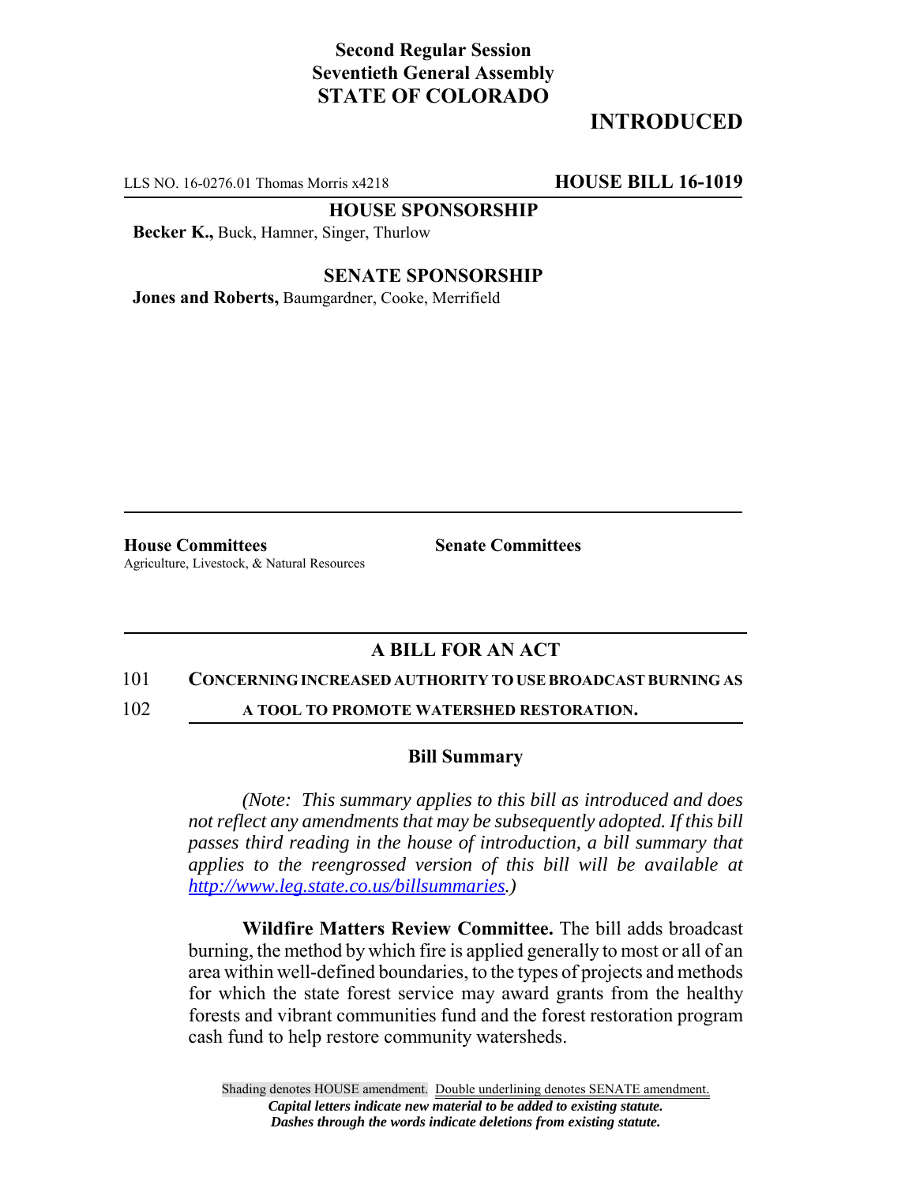**Second Regular Session**
**Seventieth General Assembly**
**STATE OF COLORADO**

# INTRODUCED

LLS NO. 16-0276.01 Thomas Morris x4218 **HOUSE BILL 16-1019**

**HOUSE SPONSORSHIP**

**Becker K.,** Buck, Hamner, Singer, Thurlow

**SENATE SPONSORSHIP**

**Jones and Roberts,** Baumgardner, Cooke, Merrifield

**House Committees**
Agriculture, Livestock, & Natural Resources

**Senate Committees**

## A BILL FOR AN ACT

101 **CONCERNING INCREASED AUTHORITY TO USE BROADCAST BURNING AS**
102 **A TOOL TO PROMOTE WATERSHED RESTORATION.**

### Bill Summary

*(Note: This summary applies to this bill as introduced and does not reflect any amendments that may be subsequently adopted. If this bill passes third reading in the house of introduction, a bill summary that applies to the reengrossed version of this bill will be available at http://www.leg.state.co.us/billsummaries.)*

**Wildfire Matters Review Committee.** The bill adds broadcast burning, the method by which fire is applied generally to most or all of an area within well-defined boundaries, to the types of projects and methods for which the state forest service may award grants from the healthy forests and vibrant communities fund and the forest restoration program cash fund to help restore community watersheds.

Shading denotes HOUSE amendment. Double underlining denotes SENATE amendment.
*Capital letters indicate new material to be added to existing statute.*
*Dashes through the words indicate deletions from existing statute.*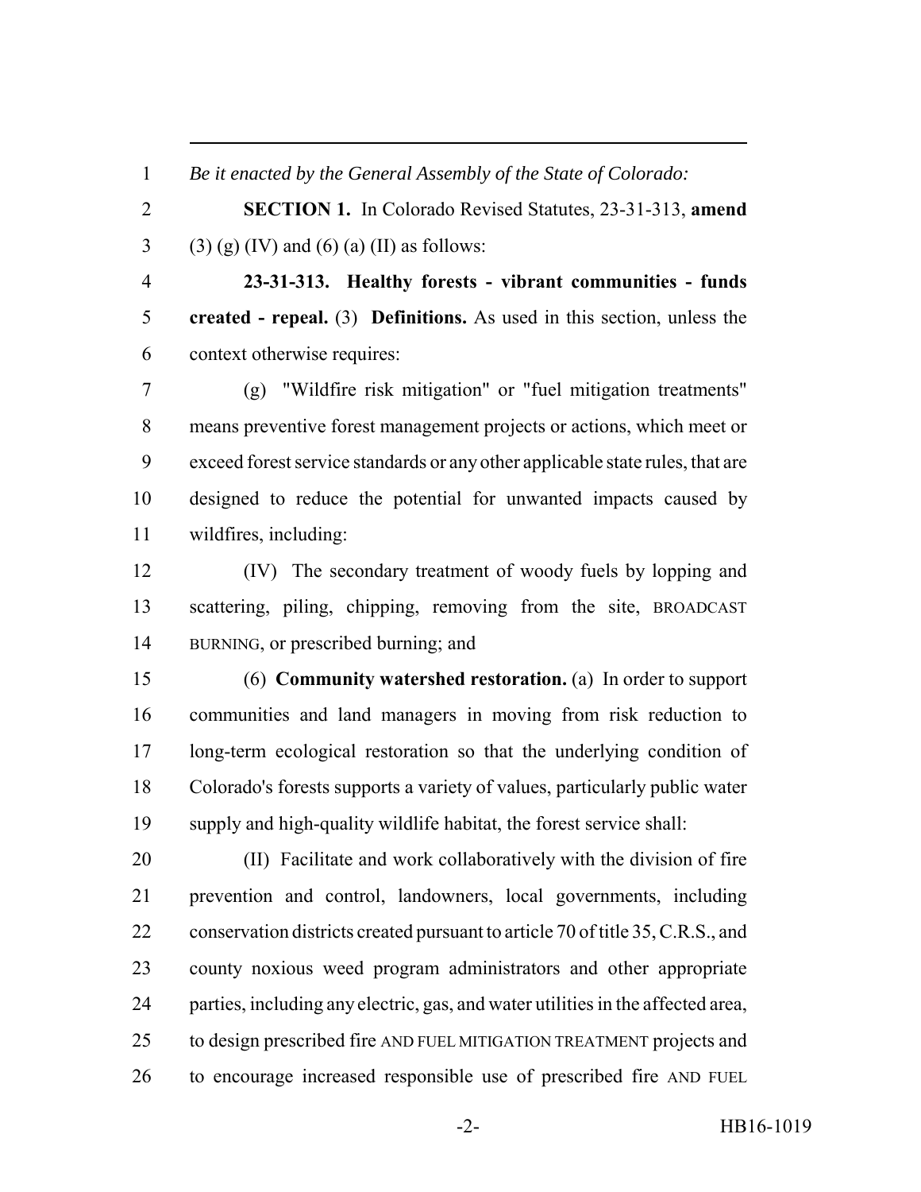*Be it enacted by the General Assembly of the State of Colorado:*

**SECTION 1.** In Colorado Revised Statutes, 23-31-313, **amend** (3) (g) (IV) and (6) (a) (II) as follows:

**23-31-313. Healthy forests - vibrant communities - funds created - repeal.** (3) **Definitions.** As used in this section, unless the context otherwise requires:

(g) "Wildfire risk mitigation" or "fuel mitigation treatments" means preventive forest management projects or actions, which meet or exceed forest service standards or any other applicable state rules, that are designed to reduce the potential for unwanted impacts caused by wildfires, including:

(IV) The secondary treatment of woody fuels by lopping and scattering, piling, chipping, removing from the site, BROADCAST BURNING, or prescribed burning; and

(6) **Community watershed restoration.** (a) In order to support communities and land managers in moving from risk reduction to long-term ecological restoration so that the underlying condition of Colorado's forests supports a variety of values, particularly public water supply and high-quality wildlife habitat, the forest service shall:

(II) Facilitate and work collaboratively with the division of fire prevention and control, landowners, local governments, including conservation districts created pursuant to article 70 of title 35, C.R.S., and county noxious weed program administrators and other appropriate parties, including any electric, gas, and water utilities in the affected area, to design prescribed fire AND FUEL MITIGATION TREATMENT projects and to encourage increased responsible use of prescribed fire AND FUEL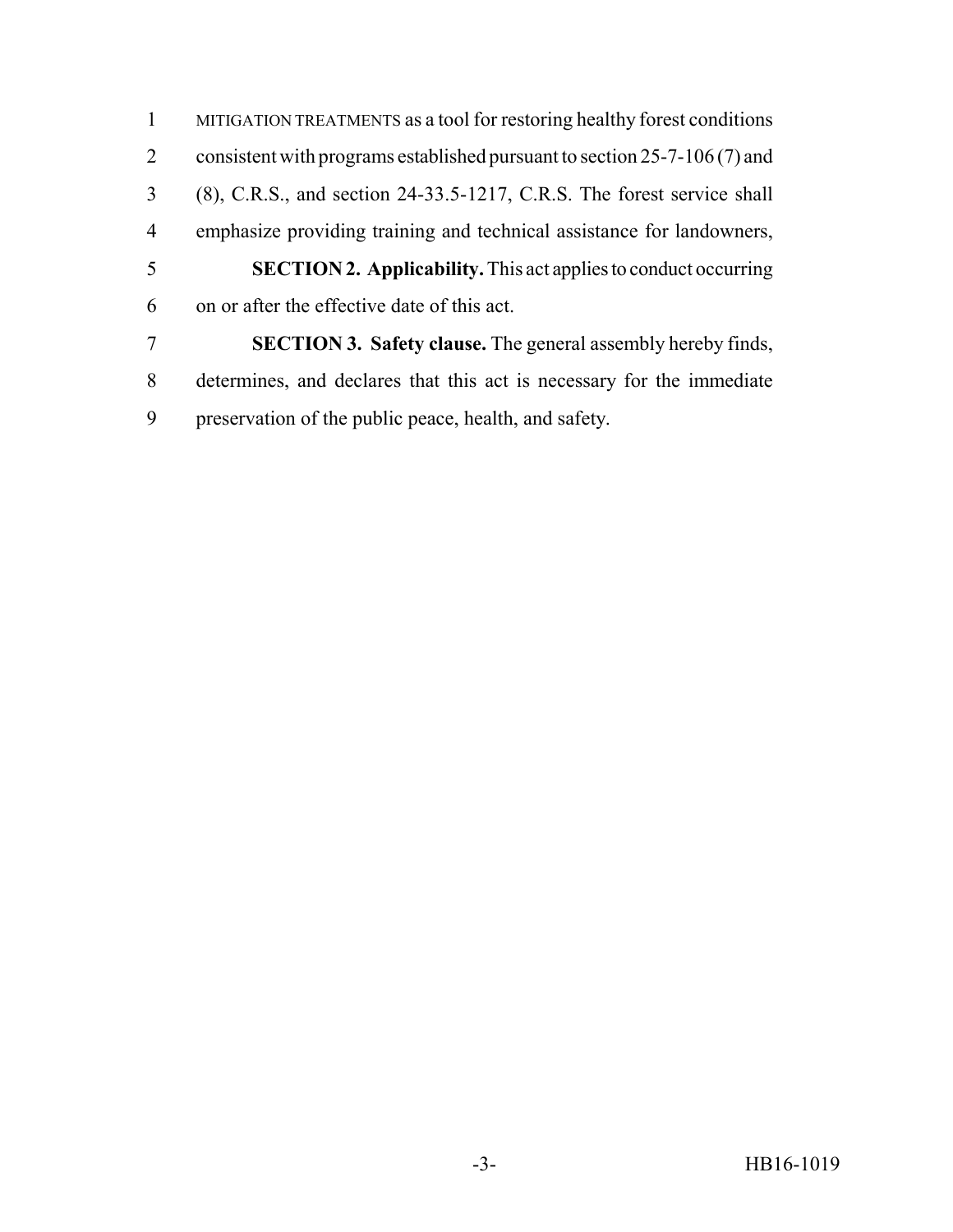MITIGATION TREATMENTS as a tool for restoring healthy forest conditions consistent with programs established pursuant to section 25-7-106 (7) and (8), C.R.S., and section 24-33.5-1217, C.R.S. The forest service shall emphasize providing training and technical assistance for landowners,

**SECTION 2. Applicability.** This act applies to conduct occurring on or after the effective date of this act.

**SECTION 3. Safety clause.** The general assembly hereby finds, determines, and declares that this act is necessary for the immediate preservation of the public peace, health, and safety.